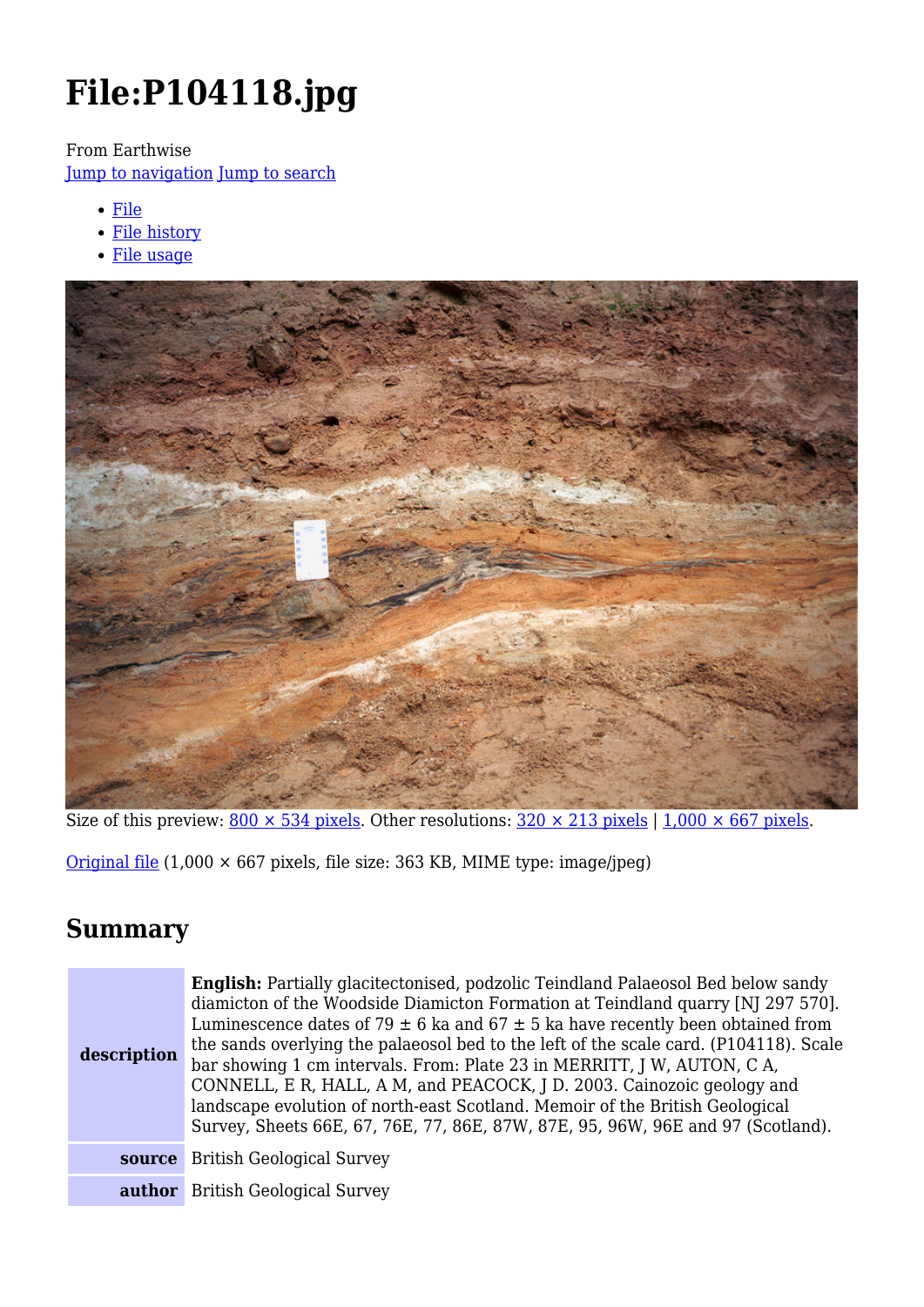# File:P104118.jpg

From Earthwise

Jump to navigation Jump to search

- File
- File history
- File usage

Size of this preview: 800 × 534 pixels. Other resolutions: 320 × 213 pixels | 1,000 × 667 pixels.

Original file (1,000 × 667 pixels, file size: 363 KB, MIME type: image/jpeg)

## Summary

| | |
|---|---|
| **description** | **English:** Partially glacitectonised, podzolic Teindland Palaeosol Bed below sandy diamicton of the Woodside Diamicton Formation at Teindland quarry [NJ 297 570]. Luminescence dates of 79 ± 6 ka and 67 ± 5 ka have recently been obtained from the sands overlying the palaeosol bed to the left of the scale card. (P104118). Scale bar showing 1 cm intervals. From: Plate 23 in MERRITT, J W, AUTON, C A, CONNELL, E R, HALL, A M, and PEACOCK, J D. 2003. Cainozoic geology and landscape evolution of north-east Scotland. Memoir of the British Geological Survey, Sheets 66E, 67, 76E, 77, 86E, 87W, 87E, 95, 96W, 96E and 97 (Scotland). |
| **source** | British Geological Survey |
| **author** | British Geological Survey |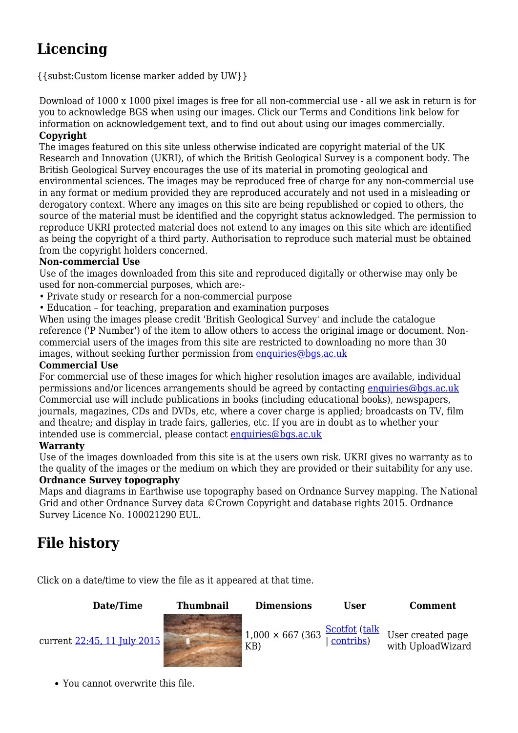## Licencing

{{subst:Custom license marker added by UW}}

Download of 1000 x 1000 pixel images is free for all non-commercial use - all we ask in return is for you to acknowledge BGS when using our images. Click our Terms and Conditions link below for information on acknowledgement text, and to find out about using our images commercially.

**Copyright**

The images featured on this site unless otherwise indicated are copyright material of the UK Research and Innovation (UKRI), of which the British Geological Survey is a component body. The British Geological Survey encourages the use of its material in promoting geological and environmental sciences. The images may be reproduced free of charge for any non-commercial use in any format or medium provided they are reproduced accurately and not used in a misleading or derogatory context. Where any images on this site are being republished or copied to others, the source of the material must be identified and the copyright status acknowledged. The permission to reproduce UKRI protected material does not extend to any images on this site which are identified as being the copyright of a third party. Authorisation to reproduce such material must be obtained from the copyright holders concerned.

**Non-commercial Use**

Use of the images downloaded from this site and reproduced digitally or otherwise may only be used for non-commercial purposes, which are:-

- Private study or research for a non-commercial purpose
- Education – for teaching, preparation and examination purposes

When using the images please credit 'British Geological Survey' and include the catalogue reference ('P Number') of the item to allow others to access the original image or document. Non-commercial users of the images from this site are restricted to downloading no more than 30 images, without seeking further permission from enquiries@bgs.ac.uk

**Commercial Use**

For commercial use of these images for which higher resolution images are available, individual permissions and/or licences arrangements should be agreed by contacting enquiries@bgs.ac.uk Commercial use will include publications in books (including educational books), newspapers, journals, magazines, CDs and DVDs, etc, where a cover charge is applied; broadcasts on TV, film and theatre; and display in trade fairs, galleries, etc. If you are in doubt as to whether your intended use is commercial, please contact enquiries@bgs.ac.uk

**Warranty**

Use of the images downloaded from this site is at the users own risk. UKRI gives no warranty as to the quality of the images or the medium on which they are provided or their suitability for any use.

**Ordnance Survey topography**

Maps and diagrams in Earthwise use topography based on Ordnance Survey mapping. The National Grid and other Ordnance Survey data ©Crown Copyright and database rights 2015. Ordnance Survey Licence No. 100021290 EUL.

## File history

Click on a date/time to view the file as it appeared at that time.

| Date/Time | Thumbnail | Dimensions | User | Comment |
|---|---|---|---|---|
| current 22:45, 11 July 2015 | | 1,000 × 667 (363 KB) | Scotfot (talk \| contribs) | User created page with UploadWizard |

- You cannot overwrite this file.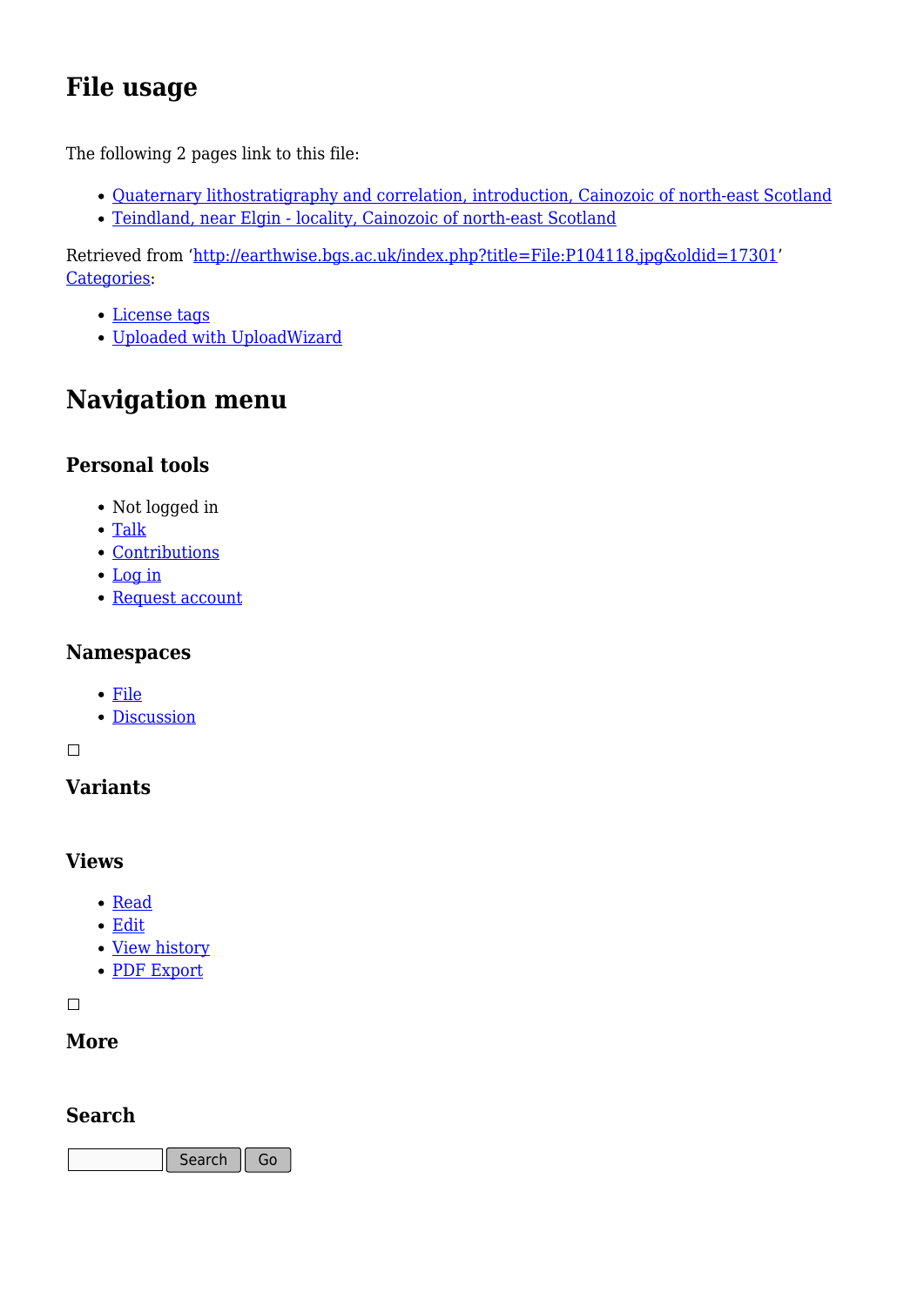# File usage

The following 2 pages link to this file:

- Quaternary lithostratigraphy and correlation, introduction, Cainozoic of north-east Scotland
- Teindland, near Elgin - locality, Cainozoic of north-east Scotland

Retrieved from 'http://earthwise.bgs.ac.uk/index.php?title=File:P104118.jpg&oldid=17301'
Categories:

- License tags
- Uploaded with UploadWizard

# Navigation menu

## Personal tools

- Not logged in
- Talk
- Contributions
- Log in
- Request account

## Namespaces

- File
- Discussion

## Variants

## Views

- Read
- Edit
- View history
- PDF Export

## More

## Search

Search Go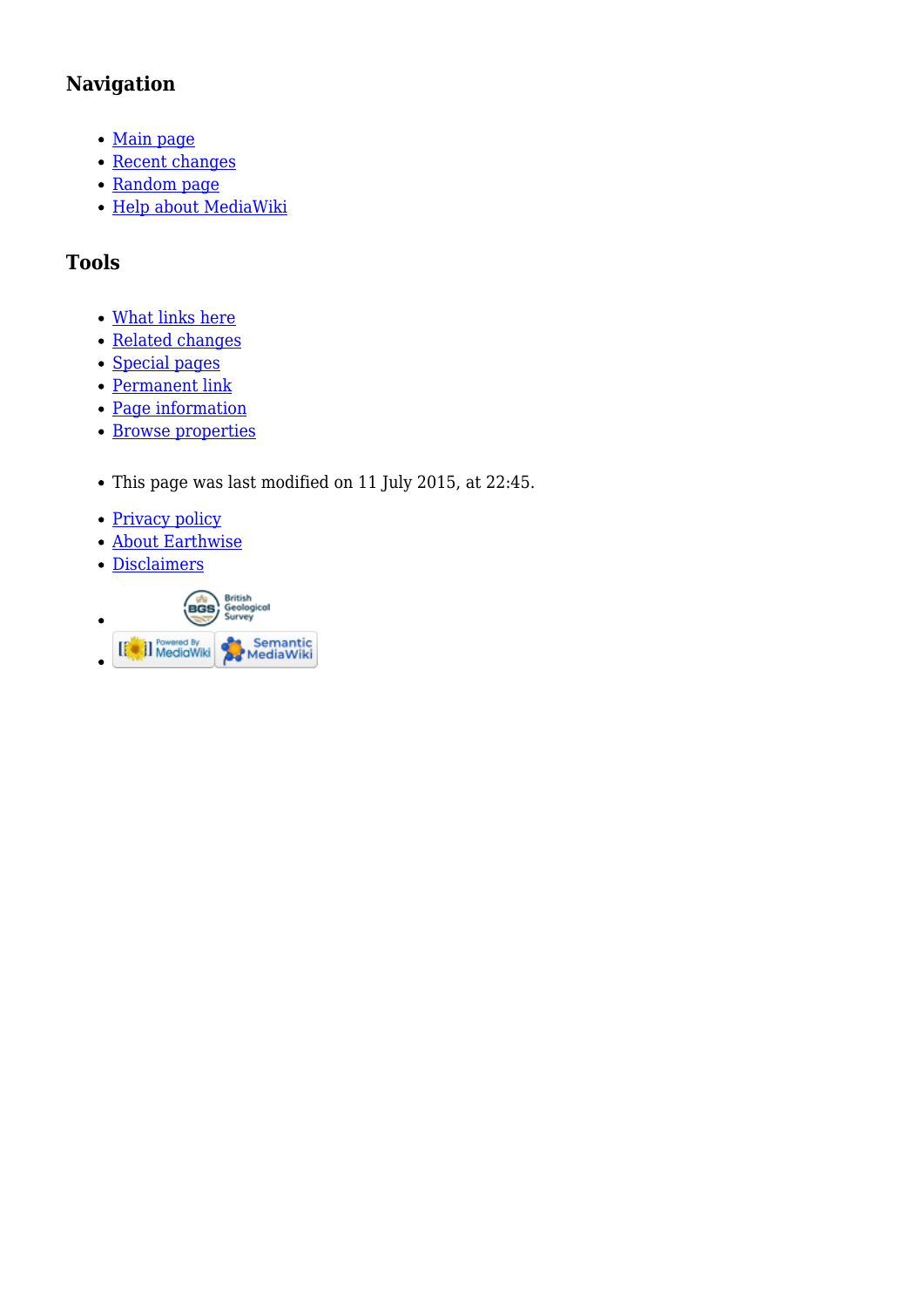### Navigation

- Main page
- Recent changes
- Random page
- Help about MediaWiki

### Tools

- What links here
- Related changes
- Special pages
- Permanent link
- Page information
- Browse properties

- This page was last modified on 11 July 2015, at 22:45.

- Privacy policy
- About Earthwise
- Disclaimers